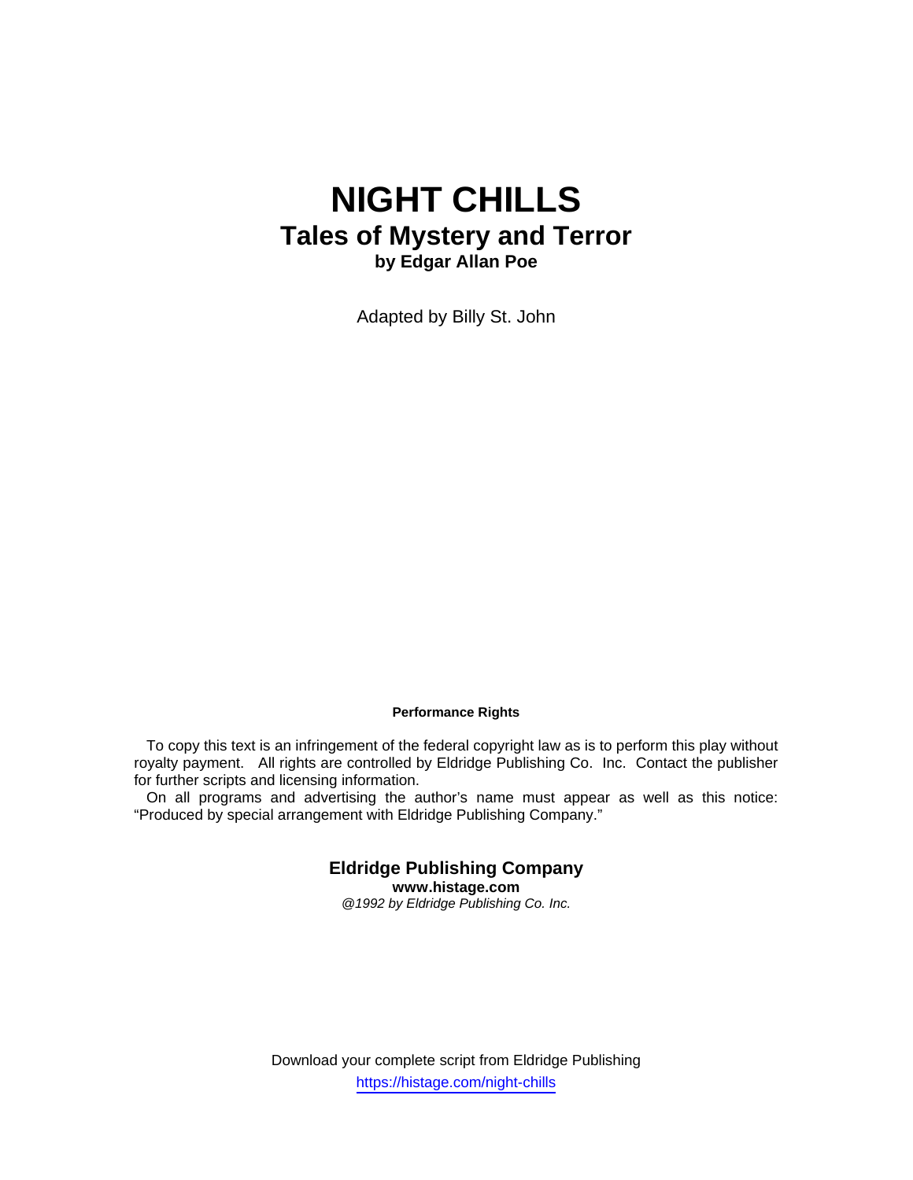# NIGHT CHILLS

## Tales of Mystery and Terror

**by Edgar Allan Poe**

Adapted by Billy St. John

**Performance Rights**

To copy this text is an infringement of the federal copyright law as is to perform this play without royalty payment. All rights are controlled by Eldridge Publishing Co. Inc. Contact the publisher for further scripts and licensing information.

On all programs and advertising the author's name must appear as well as this notice: "Produced by special arrangement with Eldridge Publishing Company."

**Eldridge Publishing Company**
**www.histage.com**
*@1992 by Eldridge Publishing Co. Inc.*

Download your complete script from Eldridge Publishing
https://histage.com/night-chills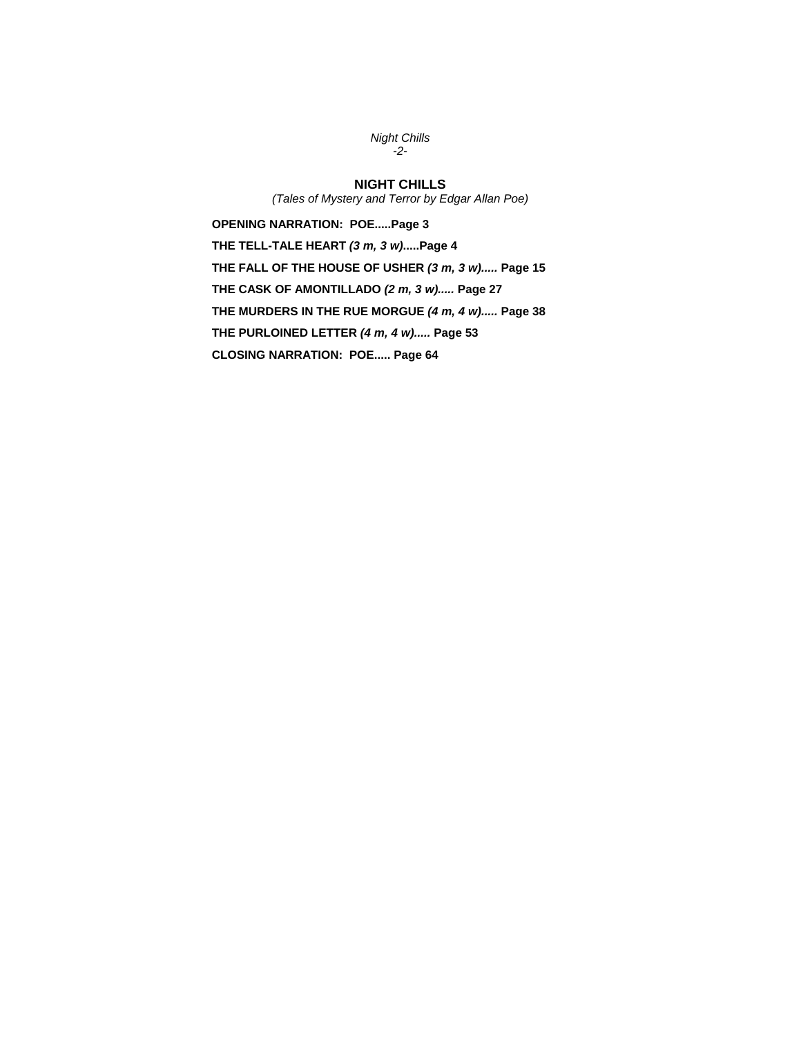# NIGHT CHILLS

*(Tales of Mystery and Terror by Edgar Allan Poe)*

**OPENING NARRATION: POE.....Page 3**

**THE TELL-TALE HEART *(3 m, 3 w)*.....Page 4**

**THE FALL OF THE HOUSE OF USHER *(3 m, 3 w).....* Page 15**

**THE CASK OF AMONTILLADO *(2 m, 3 w).....* Page 27**

**THE MURDERS IN THE RUE MORGUE *(4 m, 4 w).....* Page 38**

**THE PURLOINED LETTER *(4 m, 4 w).....* Page 53**

**CLOSING NARRATION: POE..... Page 64**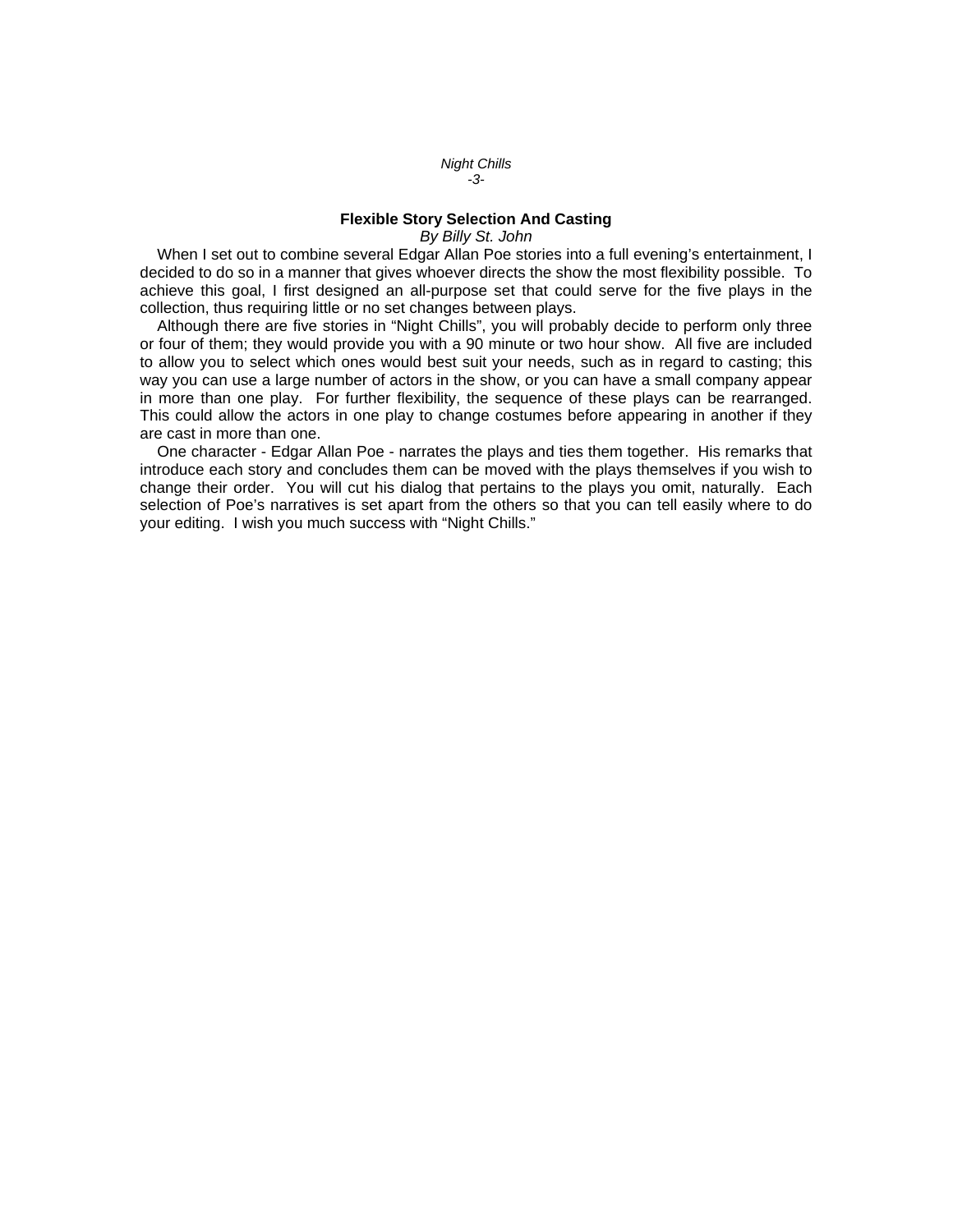## Flexible Story Selection And Casting

*By Billy St. John*

When I set out to combine several Edgar Allan Poe stories into a full evening's entertainment, I decided to do so in a manner that gives whoever directs the show the most flexibility possible. To achieve this goal, I first designed an all-purpose set that could serve for the five plays in the collection, thus requiring little or no set changes between plays.

Although there are five stories in "Night Chills", you will probably decide to perform only three or four of them; they would provide you with a 90 minute or two hour show. All five are included to allow you to select which ones would best suit your needs, such as in regard to casting; this way you can use a large number of actors in the show, or you can have a small company appear in more than one play. For further flexibility, the sequence of these plays can be rearranged. This could allow the actors in one play to change costumes before appearing in another if they are cast in more than one.

One character - Edgar Allan Poe - narrates the plays and ties them together. His remarks that introduce each story and concludes them can be moved with the plays themselves if you wish to change their order. You will cut his dialog that pertains to the plays you omit, naturally. Each selection of Poe's narratives is set apart from the others so that you can tell easily where to do your editing. I wish you much success with "Night Chills."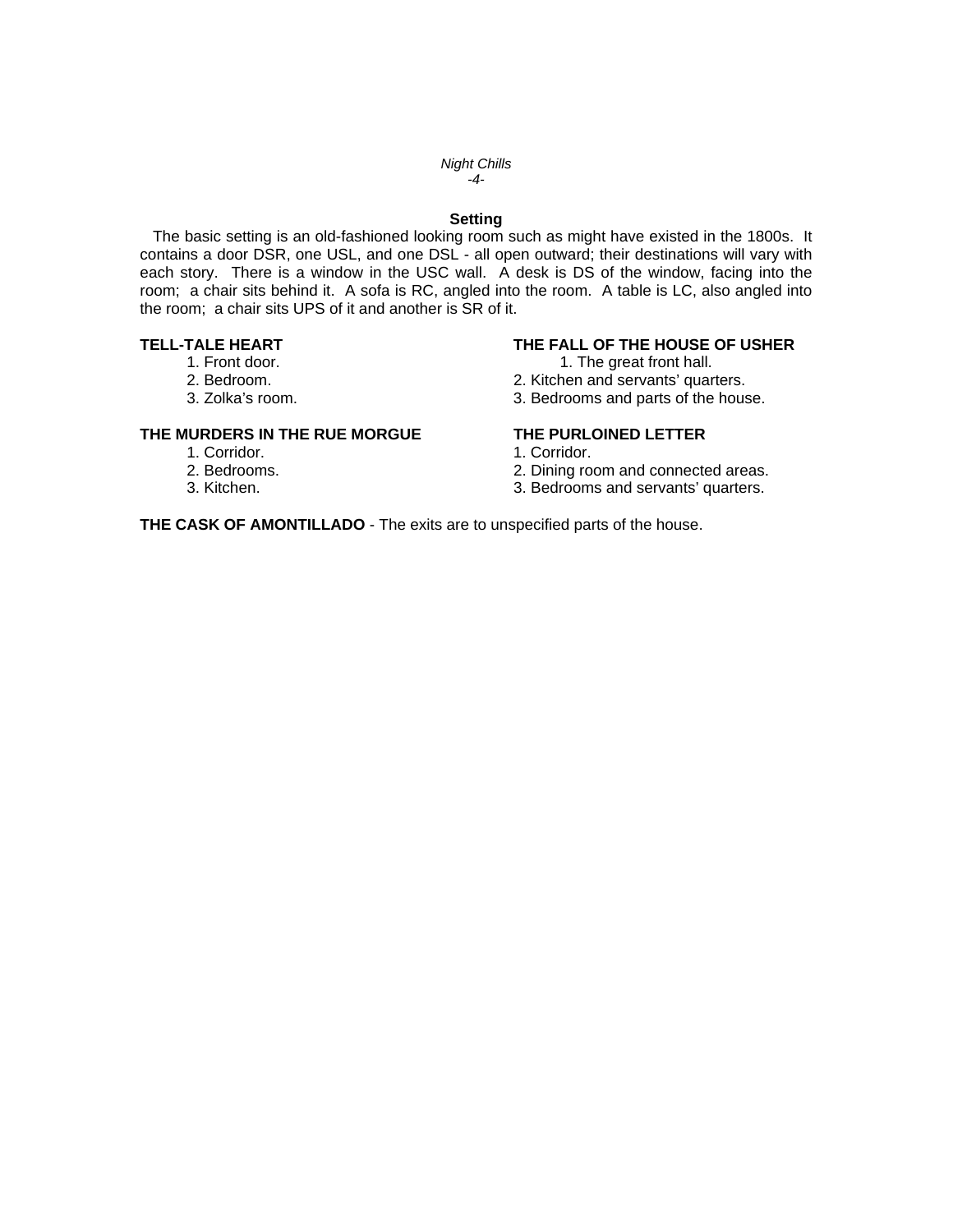## Setting

The basic setting is an old-fashioned looking room such as might have existed in the 1800s. It contains a door DSR, one USL, and one DSL - all open outward; their destinations will vary with each story. There is a window in the USC wall. A desk is DS of the window, facing into the room; a chair sits behind it. A sofa is RC, angled into the room. A table is LC, also angled into the room; a chair sits UPS of it and another is SR of it.

**TELL-TALE HEART**

1. Front door.
2. Bedroom.
3. Zolka's room.

**THE FALL OF THE HOUSE OF USHER**

1. The great front hall.
2. Kitchen and servants' quarters.
3. Bedrooms and parts of the house.

**THE MURDERS IN THE RUE MORGUE**

1. Corridor.
2. Bedrooms.
3. Kitchen.

**THE PURLOINED LETTER**

1. Corridor.
2. Dining room and connected areas.
3. Bedrooms and servants' quarters.

**THE CASK OF AMONTILLADO** - The exits are to unspecified parts of the house.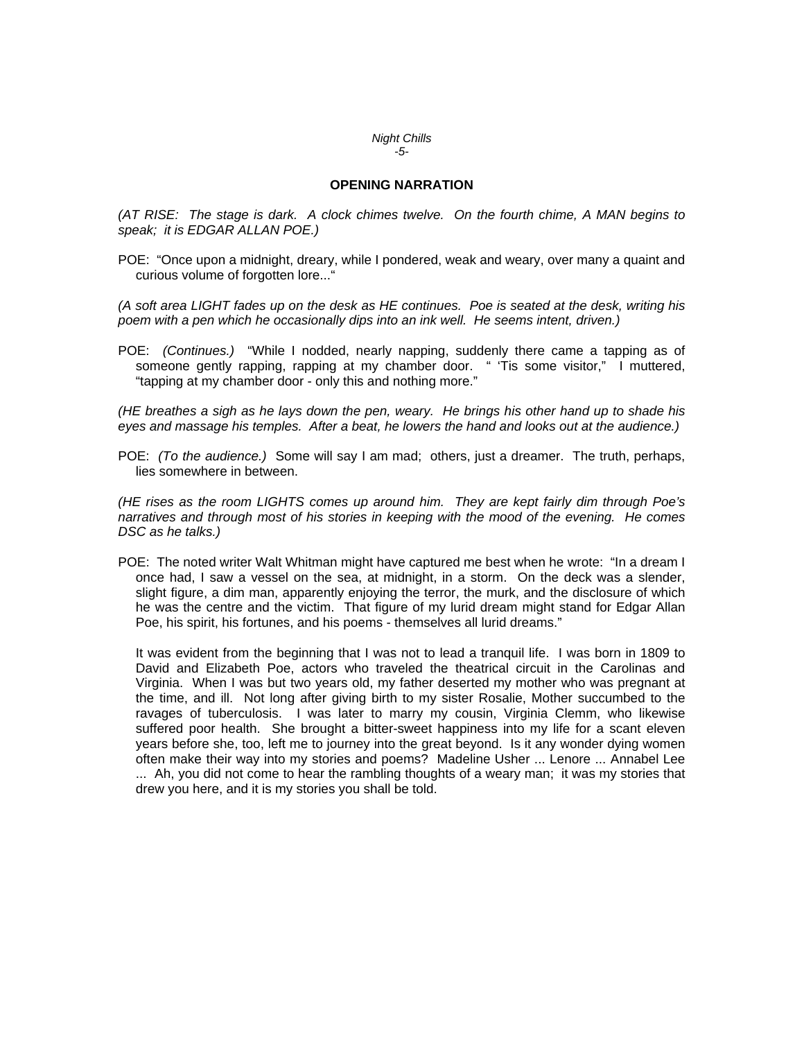## OPENING NARRATION

*(AT RISE: The stage is dark. A clock chimes twelve. On the fourth chime, A MAN begins to speak; it is EDGAR ALLAN POE.)*

POE: "Once upon a midnight, dreary, while I pondered, weak and weary, over many a quaint and curious volume of forgotten lore..."

*(A soft area LIGHT fades up on the desk as HE continues. Poe is seated at the desk, writing his poem with a pen which he occasionally dips into an ink well. He seems intent, driven.)*

POE: *(Continues.)* "While I nodded, nearly napping, suddenly there came a tapping as of someone gently rapping, rapping at my chamber door. " 'Tis some visitor," I muttered, "tapping at my chamber door - only this and nothing more."

*(HE breathes a sigh as he lays down the pen, weary. He brings his other hand up to shade his eyes and massage his temples. After a beat, he lowers the hand and looks out at the audience.)*

POE: *(To the audience.)* Some will say I am mad; others, just a dreamer. The truth, perhaps, lies somewhere in between.

*(HE rises as the room LIGHTS comes up around him. They are kept fairly dim through Poe's narratives and through most of his stories in keeping with the mood of the evening. He comes DSC as he talks.)*

POE: The noted writer Walt Whitman might have captured me best when he wrote: "In a dream I once had, I saw a vessel on the sea, at midnight, in a storm. On the deck was a slender, slight figure, a dim man, apparently enjoying the terror, the murk, and the disclosure of which he was the centre and the victim. That figure of my lurid dream might stand for Edgar Allan Poe, his spirit, his fortunes, and his poems - themselves all lurid dreams."

It was evident from the beginning that I was not to lead a tranquil life. I was born in 1809 to David and Elizabeth Poe, actors who traveled the theatrical circuit in the Carolinas and Virginia. When I was but two years old, my father deserted my mother who was pregnant at the time, and ill. Not long after giving birth to my sister Rosalie, Mother succumbed to the ravages of tuberculosis. I was later to marry my cousin, Virginia Clemm, who likewise suffered poor health. She brought a bitter-sweet happiness into my life for a scant eleven years before she, too, left me to journey into the great beyond. Is it any wonder dying women often make their way into my stories and poems? Madeline Usher ... Lenore ... Annabel Lee ... Ah, you did not come to hear the rambling thoughts of a weary man; it was my stories that drew you here, and it is my stories you shall be told.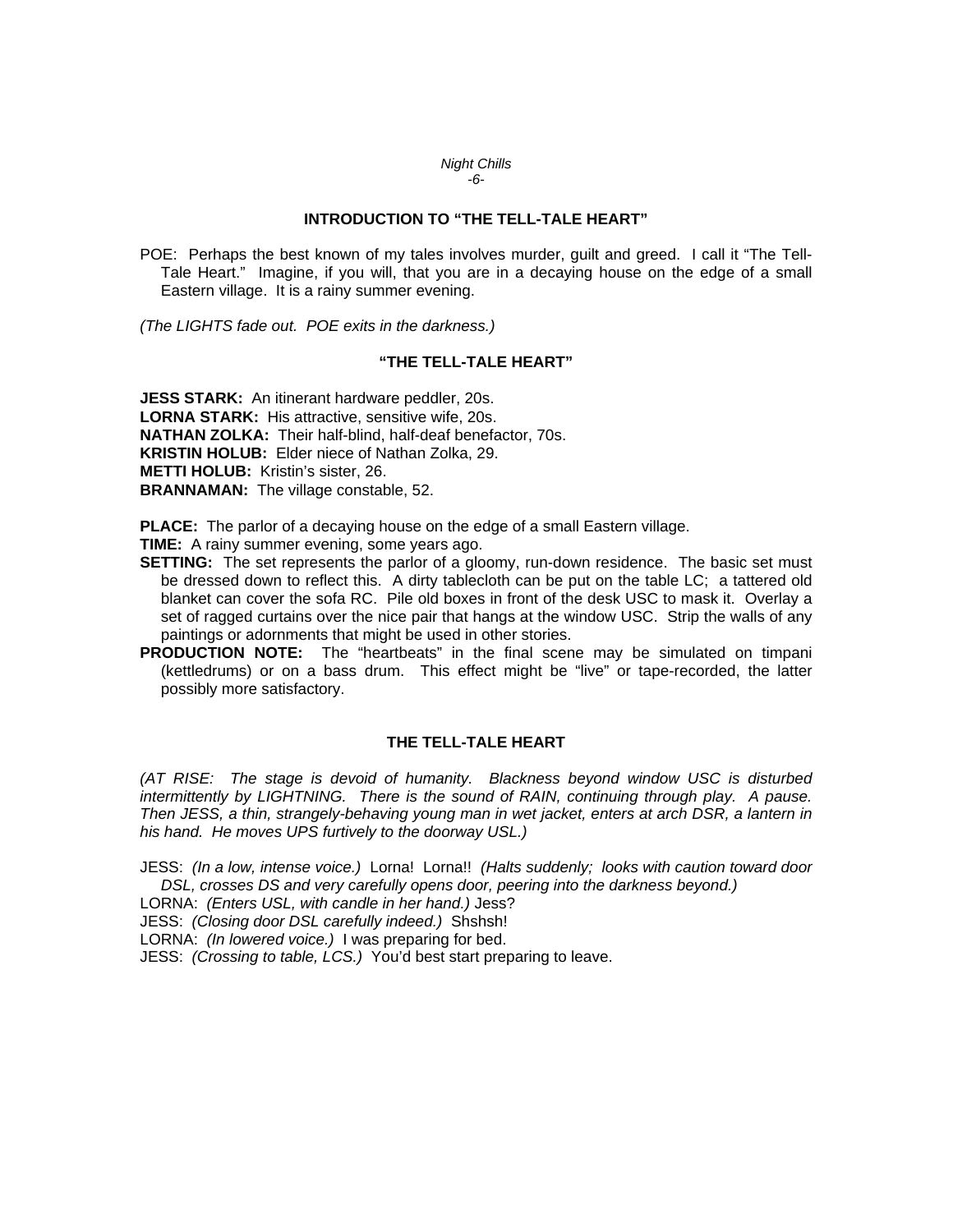## INTRODUCTION TO "THE TELL-TALE HEART"

POE: Perhaps the best known of my tales involves murder, guilt and greed. I call it "The Tell-Tale Heart." Imagine, if you will, that you are in a decaying house on the edge of a small Eastern village. It is a rainy summer evening.

*(The LIGHTS fade out. POE exits in the darkness.)*

## "THE TELL-TALE HEART"

**JESS STARK:** An itinerant hardware peddler, 20s.
**LORNA STARK:** His attractive, sensitive wife, 20s.
**NATHAN ZOLKA:** Their half-blind, half-deaf benefactor, 70s.
**KRISTIN HOLUB:** Elder niece of Nathan Zolka, 29.
**METTI HOLUB:** Kristin's sister, 26.
**BRANNAMAN:** The village constable, 52.

**PLACE:** The parlor of a decaying house on the edge of a small Eastern village.
**TIME:** A rainy summer evening, some years ago.
**SETTING:** The set represents the parlor of a gloomy, run-down residence. The basic set must be dressed down to reflect this. A dirty tablecloth can be put on the table LC; a tattered old blanket can cover the sofa RC. Pile old boxes in front of the desk USC to mask it. Overlay a set of ragged curtains over the nice pair that hangs at the window USC. Strip the walls of any paintings or adornments that might be used in other stories.
**PRODUCTION NOTE:** The "heartbeats" in the final scene may be simulated on timpani (kettledrums) or on a bass drum. This effect might be "live" or tape-recorded, the latter possibly more satisfactory.

## THE TELL-TALE HEART

*(AT RISE: The stage is devoid of humanity. Blackness beyond window USC is disturbed intermittently by LIGHTNING. There is the sound of RAIN, continuing through play. A pause. Then JESS, a thin, strangely-behaving young man in wet jacket, enters at arch DSR, a lantern in his hand. He moves UPS furtively to the doorway USL.)*

JESS: *(In a low, intense voice.)* Lorna! Lorna!! *(Halts suddenly; looks with caution toward door DSL, crosses DS and very carefully opens door, peering into the darkness beyond.)*
LORNA: *(Enters USL, with candle in her hand.)* Jess?
JESS: *(Closing door DSL carefully indeed.)* Shshsh!
LORNA: *(In lowered voice.)* I was preparing for bed.
JESS: *(Crossing to table, LCS.)* You'd best start preparing to leave.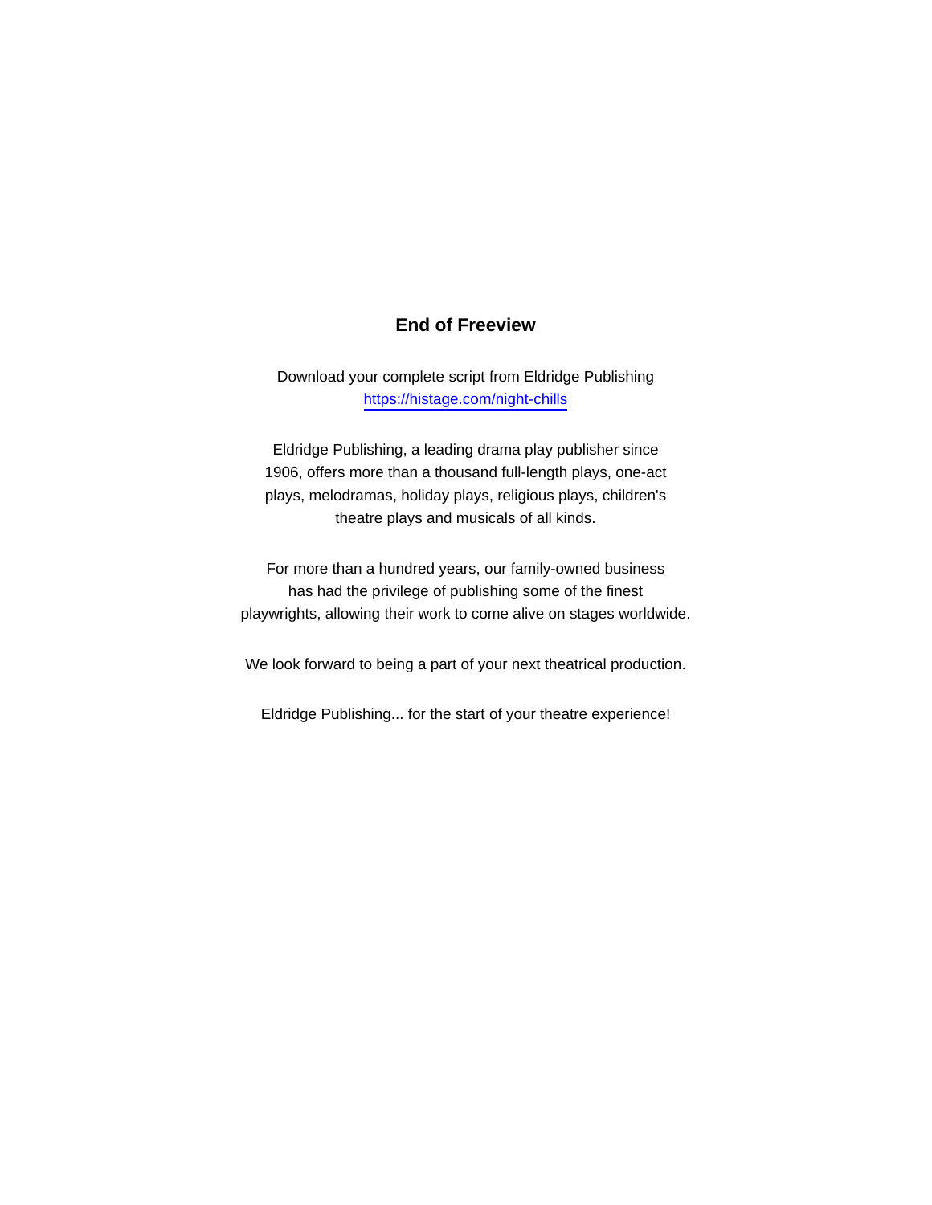**End of Freeview**

Download your complete script from Eldridge Publishing
https://histage.com/night-chills

Eldridge Publishing, a leading drama play publisher since 1906, offers more than a thousand full-length plays, one-act plays, melodramas, holiday plays, religious plays, children's theatre plays and musicals of all kinds.

For more than a hundred years, our family-owned business has had the privilege of publishing some of the finest playwrights, allowing their work to come alive on stages worldwide.

We look forward to being a part of your next theatrical production.

Eldridge Publishing... for the start of your theatre experience!